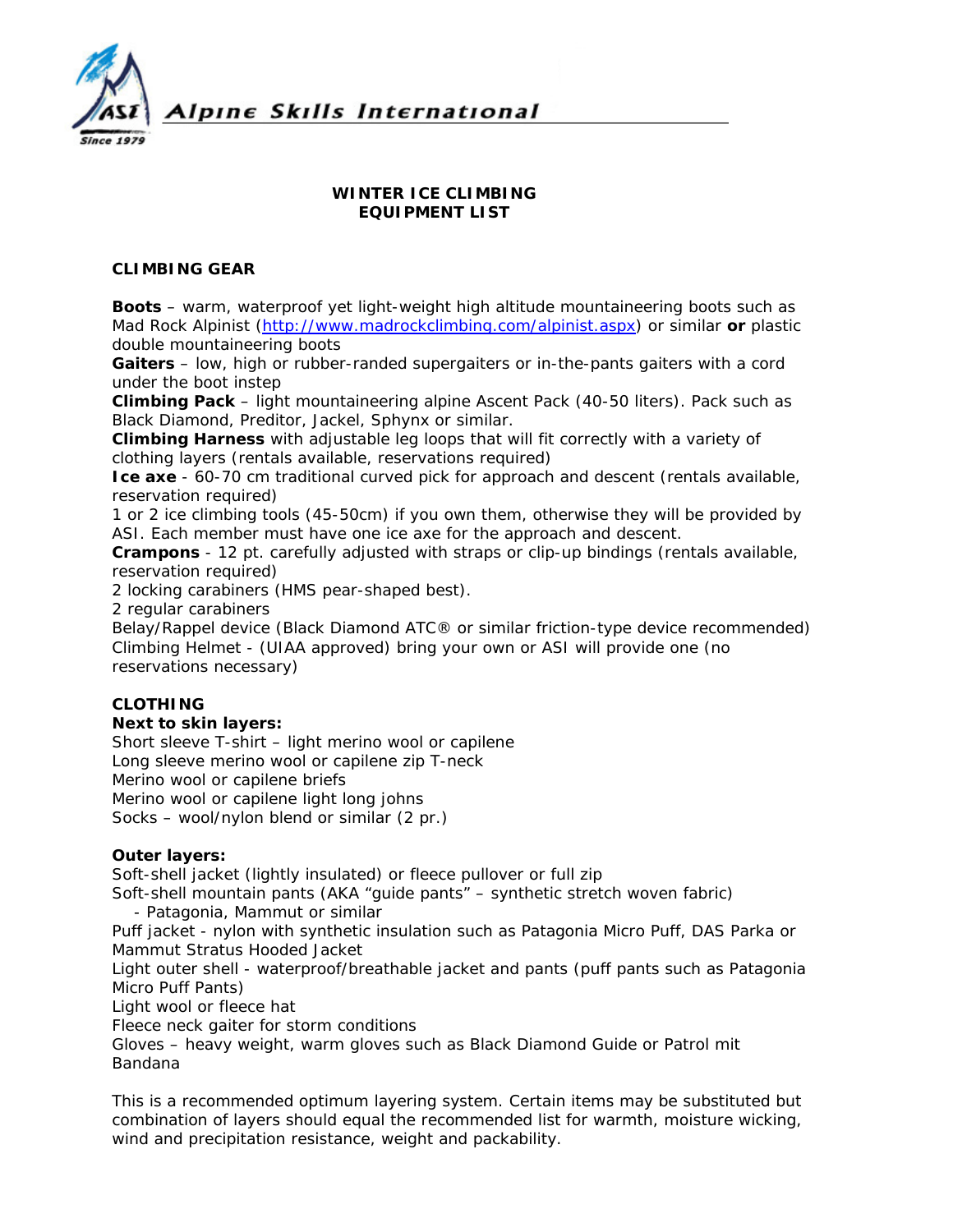Alpine Skills International

Since 1979

# WINTER ICE CLIMBING
# EQUIPMENT LIST

## CLIMBING GEAR

**Boots** – warm, waterproof yet light-weight high altitude mountaineering boots such as Mad Rock Alpinist (http://www.madrockclimbing.com/alpinist.aspx) or similar **or** plastic double mountaineering boots
**Gaiters** – low, high or rubber-randed supergaiters or in-the-pants gaiters with a cord under the boot instep
**Climbing Pack** – light mountaineering alpine Ascent Pack (40-50 liters). Pack such as Black Diamond, Preditor, Jackel, Sphynx or similar.
**Climbing Harness** with adjustable leg loops that will fit correctly with a variety of clothing layers (rentals available, reservations required)
**Ice axe** - 60-70 cm traditional curved pick for approach and descent (rentals available, reservation required)
1 or 2 ice climbing tools (45-50cm) if you own them, otherwise they will be provided by ASI. Each member must have one ice axe for the approach and descent.
**Crampons** - 12 pt. carefully adjusted with straps or clip-up bindings (rentals available, reservation required)
2 locking carabiners (HMS pear-shaped best).
2 regular carabiners
Belay/Rappel device (Black Diamond ATC® or similar friction-type device recommended)
Climbing Helmet - (UIAA approved) bring your own or ASI will provide one (no reservations necessary)

## CLOTHING

**Next to skin layers:**
Short sleeve T-shirt – light merino wool or capilene
Long sleeve merino wool or capilene zip T-neck
Merino wool or capilene briefs
Merino wool or capilene light long johns
Socks – wool/nylon blend or similar (2 pr.)

**Outer layers:**
Soft-shell jacket (lightly insulated) or fleece pullover or full zip
Soft-shell mountain pants (AKA "guide pants" – synthetic stretch woven fabric)
- Patagonia, Mammut or similar

Puff jacket - nylon with synthetic insulation such as Patagonia Micro Puff, DAS Parka or Mammut Stratus Hooded Jacket
Light outer shell - waterproof/breathable jacket and pants (puff pants such as Patagonia Micro Puff Pants)
Light wool or fleece hat
Fleece neck gaiter for storm conditions
Gloves – heavy weight, warm gloves such as Black Diamond Guide or Patrol mit
Bandana

This is a recommended optimum layering system. Certain items may be substituted but combination of layers should equal the recommended list for warmth, moisture wicking, wind and precipitation resistance, weight and packability.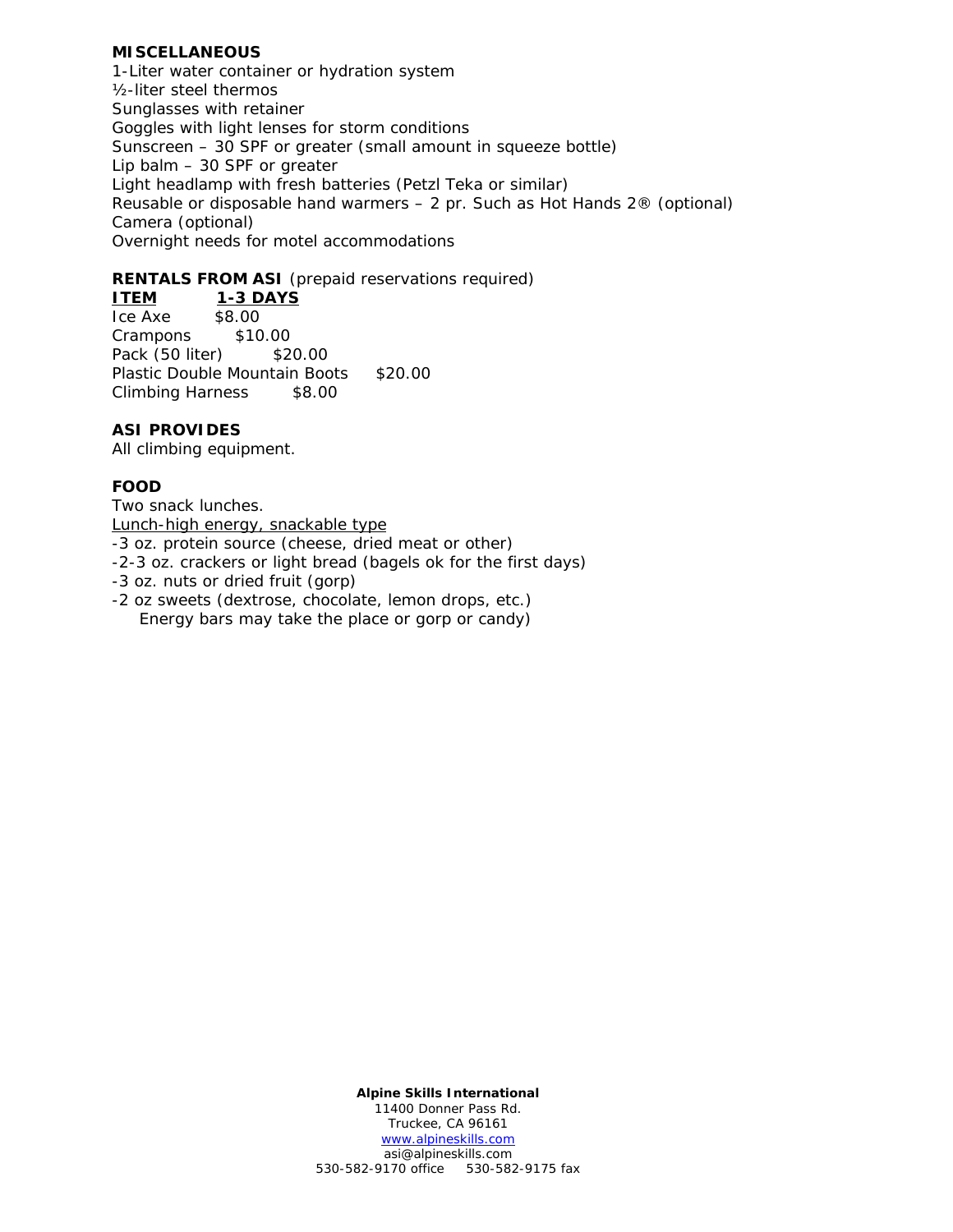**MISCELLANEOUS**

1-Liter water container or hydration system
½-liter steel thermos
Sunglasses with retainer
Goggles with light lenses for storm conditions
Sunscreen – 30 SPF or greater (small amount in squeeze bottle)
Lip balm – 30 SPF or greater
Light headlamp with fresh batteries (Petzl Teka or similar)
Reusable or disposable hand warmers – 2 pr. Such as Hot Hands 2® (optional)
Camera (optional)
Overnight needs for motel accommodations

**RENTALS FROM ASI** (prepaid reservations required)

| **ITEM** | **1-3 DAYS** |
|---|---|
| Ice Axe | $8.00 |
| Crampons | $10.00 |
| Pack (50 liter) | $20.00 |
| Plastic Double Mountain Boots | $20.00 |
| Climbing Harness | $8.00 |

**ASI PROVIDES**

All climbing equipment.

**FOOD**

Two snack lunches.

Lunch-high energy, snackable type

-3 oz. protein source (cheese, dried meat or other)
-2-3 oz. crackers or light bread (bagels ok for the first days)
-3 oz. nuts or dried fruit (gorp)
-2 oz sweets (dextrose, chocolate, lemon drops, etc.)
  Energy bars may take the place or gorp or candy)

**Alpine Skills International**
11400 Donner Pass Rd.
Truckee, CA 96161
www.alpineskills.com
asi@alpineskills.com
530-582-9170 office    530-582-9175 fax